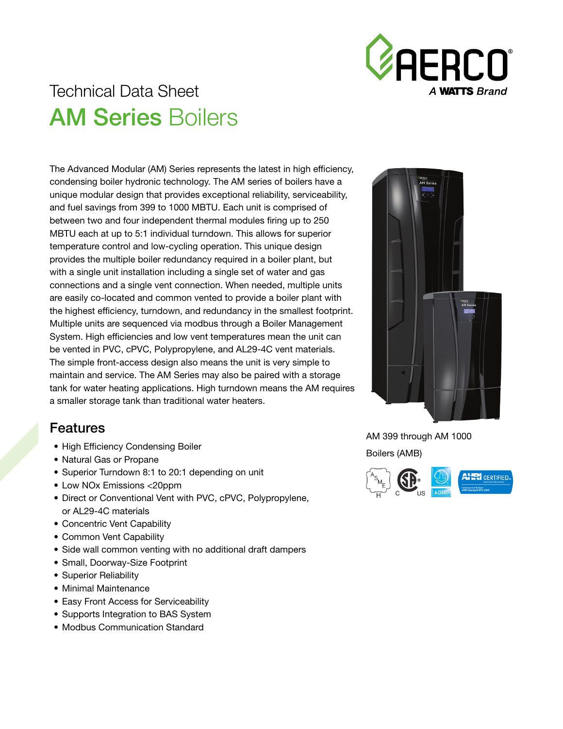# Technical Data Sheet

## AM Series Boilers

The Advanced Modular (AM) Series represents the latest in high efficiency, condensing boiler hydronic technology. The AM series of boilers have a unique modular design that provides exceptional reliability, serviceability, and fuel savings from 399 to 1000 MBTU. Each unit is comprised of between two and four independent thermal modules firing up to 250 MBTU each at up to 5:1 individual turndown. This allows for superior temperature control and low-cycling operation. This unique design provides the multiple boiler redundancy required in a boiler plant, but with a single unit installation including a single set of water and gas connections and a single vent connection. When needed, multiple units are easily co-located and common vented to provide a boiler plant with the highest efficiency, turndown, and redundancy in the smallest footprint. Multiple units are sequenced via modbus through a Boiler Management System. High efficiencies and low vent temperatures mean the unit can be vented in PVC, cPVC, Polypropylene, and AL29-4C vent materials. The simple front-access design also means the unit is very simple to maintain and service. The AM Series may also be paired with a storage tank for water heating applications. High turndown means the AM requires a smaller storage tank than traditional water heaters.

AM 399 through AM 1000

Boilers (AMB)

## Features

- High Efficiency Condensing Boiler
- Natural Gas or Propane
- Superior Turndown 8:1 to 20:1 depending on unit
- Low NOx Emissions <20ppm
- Direct or Conventional Vent with PVC, cPVC, Polypropylene, or AL29-4C materials
- Concentric Vent Capability
- Common Vent Capability
- Side wall common venting with no additional draft dampers
- Small, Doorway-Size Footprint
- Superior Reliability
- Minimal Maintenance
- Easy Front Access for Serviceability
- Supports Integration to BAS System
- Modbus Communication Standard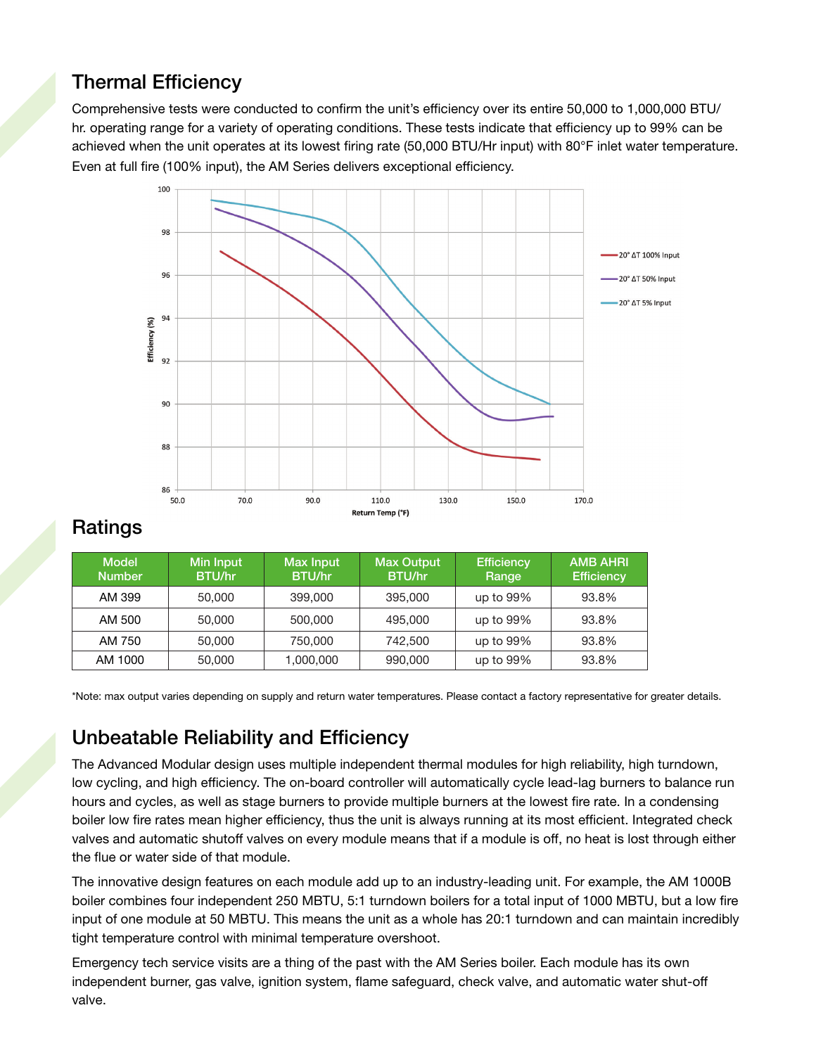## Thermal Efficiency

Comprehensive tests were conducted to confirm the unit's efficiency over its entire 50,000 to 1,000,000 BTU/hr. operating range for a variety of operating conditions. These tests indicate that efficiency up to 99% can be achieved when the unit operates at its lowest firing rate (50,000 BTU/Hr input) with 80°F inlet water temperature. Even at full fire (100% input), the AM Series delivers exceptional efficiency.

## Ratings

| Model Number | Min Input BTU/hr | Max Input BTU/hr | Max Output BTU/hr | Efficiency Range | AMB AHRI Efficiency |
|---|---|---|---|---|---|
| AM 399 | 50,000 | 399,000 | 395,000 | up to 99% | 93.8% |
| AM 500 | 50,000 | 500,000 | 495,000 | up to 99% | 93.8% |
| AM 750 | 50,000 | 750,000 | 742,500 | up to 99% | 93.8% |
| AM 1000 | 50,000 | 1,000,000 | 990,000 | up to 99% | 93.8% |

*Note: max output varies depending on supply and return water temperatures. Please contact a factory representative for greater details.

## Unbeatable Reliability and Efficiency

The Advanced Modular design uses multiple independent thermal modules for high reliability, high turndown, low cycling, and high efficiency. The on-board controller will automatically cycle lead-lag burners to balance run hours and cycles, as well as stage burners to provide multiple burners at the lowest fire rate. In a condensing boiler low fire rates mean higher efficiency, thus the unit is always running at its most efficient. Integrated check valves and automatic shutoff valves on every module means that if a module is off, no heat is lost through either the flue or water side of that module.

The innovative design features on each module add up to an industry-leading unit. For example, the AM 1000B boiler combines four independent 250 MBTU, 5:1 turndown boilers for a total input of 1000 MBTU, but a low fire input of one module at 50 MBTU. This means the unit as a whole has 20:1 turndown and can maintain incredibly tight temperature control with minimal temperature overshoot.

Emergency tech service visits are a thing of the past with the AM Series boiler. Each module has its own independent burner, gas valve, ignition system, flame safeguard, check valve, and automatic water shut-off valve.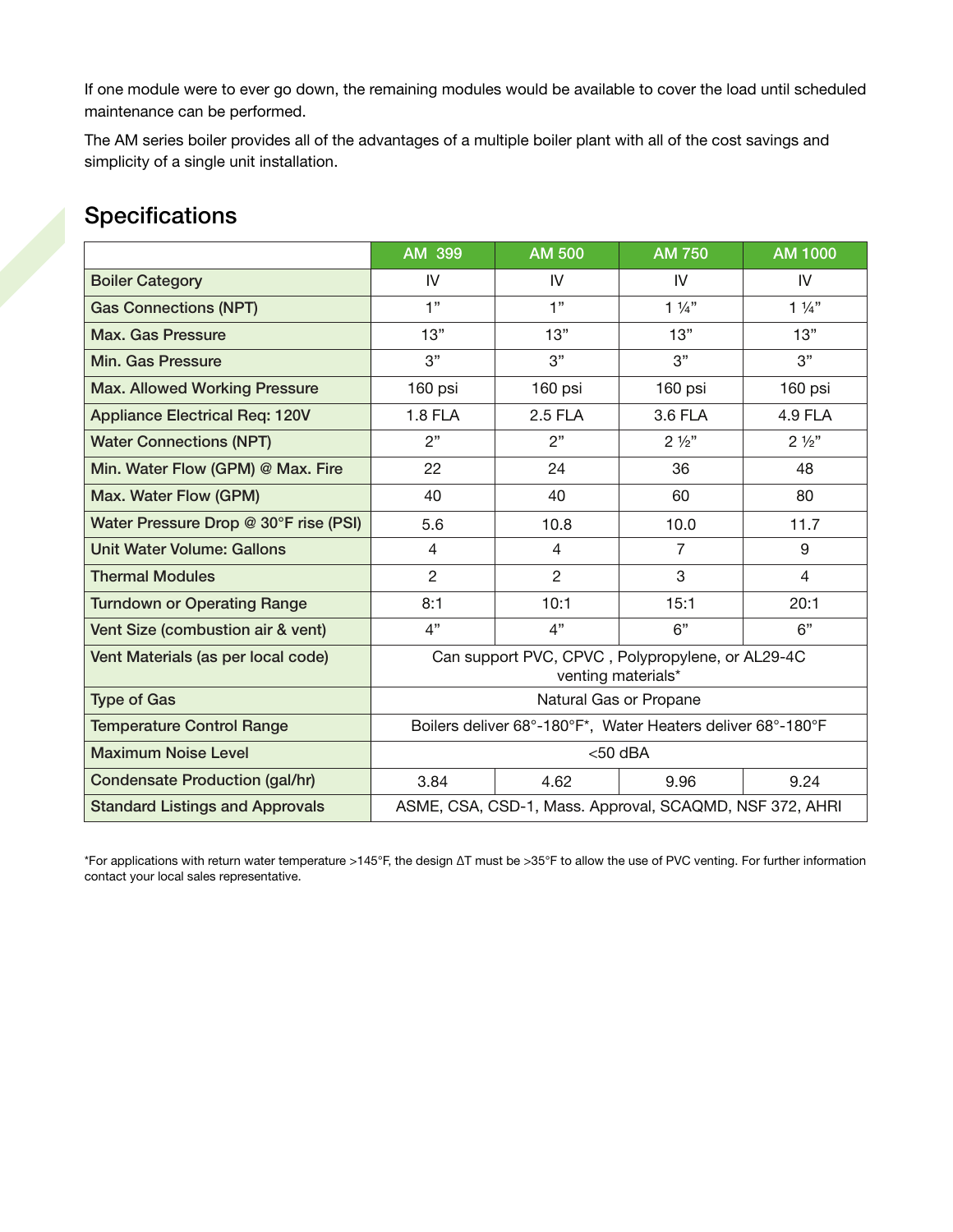If one module were to ever go down, the remaining modules would be available to cover the load until scheduled maintenance can be performed.

The AM series boiler provides all of the advantages of a multiple boiler plant with all of the cost savings and simplicity of a single unit installation.

## Specifications

| | AM 399 | AM 500 | AM 750 | AM 1000 |
|---|---|---|---|---|
| Boiler Category | IV | IV | IV | IV |
| Gas Connections (NPT) | 1” | 1” | 1 ¼” | 1 ¼” |
| Max. Gas Pressure | 13” | 13” | 13” | 13” |
| Min. Gas Pressure | 3” | 3” | 3” | 3” |
| Max. Allowed Working Pressure | 160 psi | 160 psi | 160 psi | 160 psi |
| Appliance Electrical Req: 120V | 1.8 FLA | 2.5 FLA | 3.6 FLA | 4.9 FLA |
| Water Connections (NPT) | 2” | 2” | 2 ½” | 2 ½” |
| Min. Water Flow (GPM) @ Max. Fire | 22 | 24 | 36 | 48 |
| Max. Water Flow (GPM) | 40 | 40 | 60 | 80 |
| Water Pressure Drop @ 30°F rise (PSI) | 5.6 | 10.8 | 10.0 | 11.7 |
| Unit Water Volume: Gallons | 4 | 4 | 7 | 9 |
| Thermal Modules | 2 | 2 | 3 | 4 |
| Turndown or Operating Range | 8:1 | 10:1 | 15:1 | 20:1 |
| Vent Size (combustion air & vent) | 4” | 4” | 6” | 6” |
| Vent Materials (as per local code) | Can support PVC, CPVC , Polypropylene, or AL29-4C venting materials* | | | |
| Type of Gas | Natural Gas or Propane | | | |
| Temperature Control Range | Boilers deliver 68°-180°F*, Water Heaters deliver 68°-180°F | | | |
| Maximum Noise Level | <50 dBA | | | |
| Condensate Production (gal/hr) | 3.84 | 4.62 | 9.96 | 9.24 |
| Standard Listings and Approvals | ASME, CSA, CSD-1, Mass. Approval, SCAQMD, NSF 372, AHRI | | | |

*For applications with return water temperature >145°F, the design ΔT must be >35°F to allow the use of PVC venting. For further information contact your local sales representative.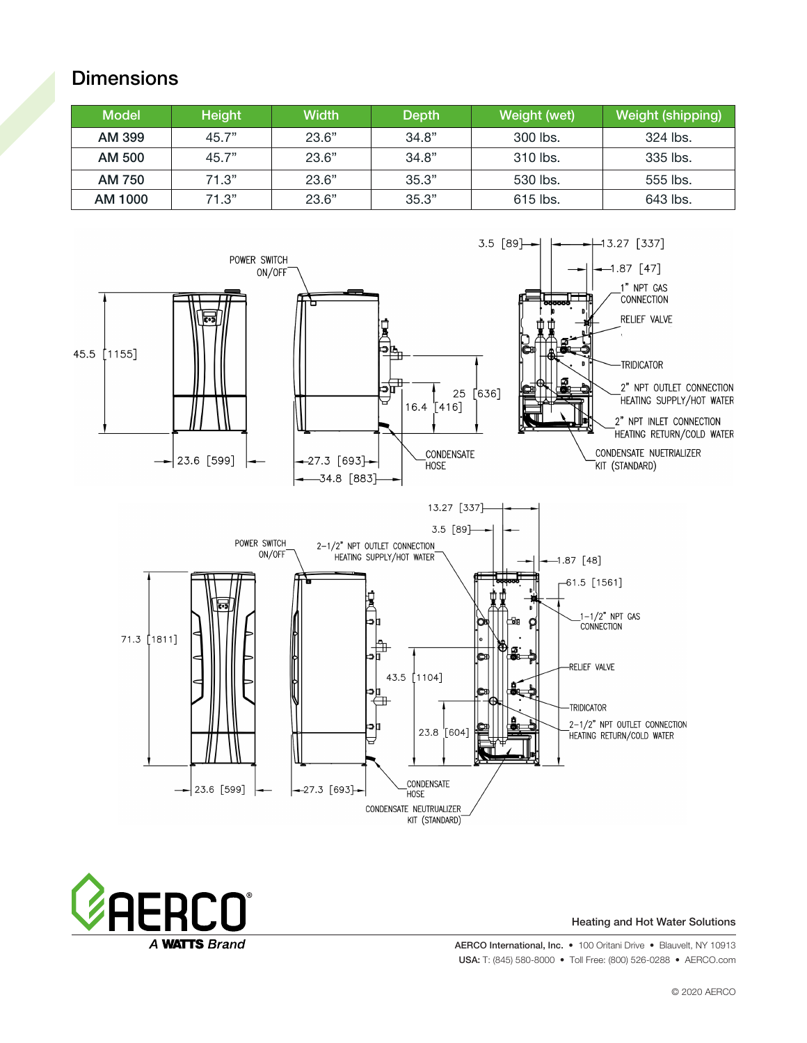## Dimensions

| Model | Height | Width | Depth | Weight (wet) | Weight (shipping) |
|---|---|---|---|---|---|
| AM 399 | 45.7” | 23.6” | 34.8” | 300 lbs. | 324 lbs. |
| AM 500 | 45.7” | 23.6” | 34.8” | 310 lbs. | 335 lbs. |
| AM 750 | 71.3” | 23.6” | 35.3” | 530 lbs. | 555 lbs. |
| AM 1000 | 71.3” | 23.6” | 35.3” | 615 lbs. | 643 lbs. |

POWER SWITCH ON/OFF
45.5 [1155]
23.6 [599]
27.3 [693]
34.8 [883]
16.4 [416]
25 [636]
CONDENSATE HOSE
3.5 [89]
13.27 [337]
1.87 [47]
1" NPT GAS CONNECTION
RELIEF VALVE
TRIDICATOR
2" NPT OUTLET CONNECTION HEATING SUPPLY/HOT WATER
2" NPT INLET CONNECTION HEATING RETURN/COLD WATER
CONDENSATE NUETRIALIZER KIT (STANDARD)

POWER SWITCH ON/OFF
2-1/2" NPT OUTLET CONNECTION HEATING SUPPLY/HOT WATER
71.3 [1811]
23.6 [599]
27.3 [693]
43.5 [1104]
23.8 [604]
CONDENSATE HOSE
CONDENSATE NEUTRUALIZER KIT (STANDARD)
13.27 [337]
3.5 [89]
1.87 [48]
61.5 [1561]
1-1/2" NPT GAS CONNECTION
RELIEF VALVE
TRIDICATOR
2-1/2" NPT OUTLET CONNECTION HEATING RETURN/COLD WATER

AERCO®
*A WATTS Brand*

Heating and Hot Water Solutions

**AERCO International, Inc.** • 100 Oritani Drive • Blauvelt, NY 10913
**USA:** T: (845) 580-8000 • Toll Free: (800) 526-0288 • AERCO.com

© 2020 AERCO